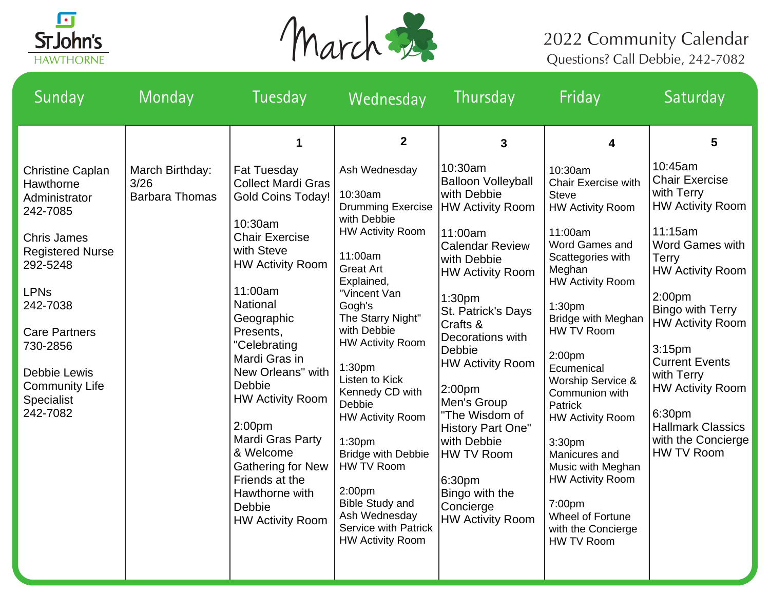St John's HAWTHORNE

# March

2022 Community Calendar
Questions? Call Debbie, 242-7082

| Sunday | Monday | Tuesday | Wednesday | Thursday | Friday | Saturday |
|---|---|---|---|---|---|---|
| Christine Caplan<br>Hawthorne Administrator<br>242-7085<br><br>Chris James<br>Registered Nurse<br>292-5248<br><br>LPNs<br>242-7038<br><br>Care Partners<br>730-2856<br><br>Debbie Lewis<br>Community Life Specialist<br>242-7082 | March Birthday:<br>3/26<br>Barbara Thomas | **1**<br>Fat Tuesday<br>Collect Mardi Gras Gold Coins Today!<br><br>10:30am<br>Chair Exercise with Steve<br>HW Activity Room<br><br>11:00am<br>National Geographic Presents, "Celebrating Mardi Gras in New Orleans" with Debbie<br>HW Activity Room<br><br>2:00pm<br>Mardi Gras Party & Welcome Gathering for New Friends at the Hawthorne with Debbie<br>HW Activity Room | **2**<br>Ash Wednesday<br><br>10:30am<br>Drumming Exercise with Debbie<br>HW Activity Room<br><br>11:00am<br>Great Art Explained, "Vincent Van Gogh's The Starry Night" with Debbie<br>HW Activity Room<br><br>1:30pm<br>Listen to Kick Kennedy CD with Debbie<br>HW Activity Room<br><br>1:30pm<br>Bridge with Debbie<br>HW TV Room<br><br>2:00pm<br>Bible Study and Ash Wednesday Service with Patrick<br>HW Activity Room | **3**<br>10:30am<br>Balloon Volleyball with Debbie<br>HW Activity Room<br><br>11:00am<br>Calendar Review with Debbie<br>HW Activity Room<br><br>1:30pm<br>St. Patrick's Days Crafts & Decorations with Debbie<br>HW Activity Room<br><br>2:00pm<br>Men's Group "The Wisdom of History Part One" with Debbie<br>HW TV Room<br><br>6:30pm<br>Bingo with the Concierge<br>HW Activity Room | **4**<br>10:30am<br>Chair Exercise with Steve<br>HW Activity Room<br><br>11:00am<br>Word Games and Scattegories with Meghan<br>HW Activity Room<br><br>1:30pm<br>Bridge with Meghan<br>HW TV Room<br><br>2:00pm<br>Ecumenical Worship Service & Communion with Patrick<br>HW Activity Room<br><br>3:30pm<br>Manicures and Music with Meghan<br>HW Activity Room<br><br>7:00pm<br>Wheel of Fortune with the Concierge<br>HW TV Room | **5**<br>10:45am<br>Chair Exercise with Terry<br>HW Activity Room<br><br>11:15am<br>Word Games with Terry<br>HW Activity Room<br><br>2:00pm<br>Bingo with Terry<br>HW Activity Room<br><br>3:15pm<br>Current Events with Terry<br>HW Activity Room<br><br>6:30pm<br>Hallmark Classics with the Concierge<br>HW TV Room |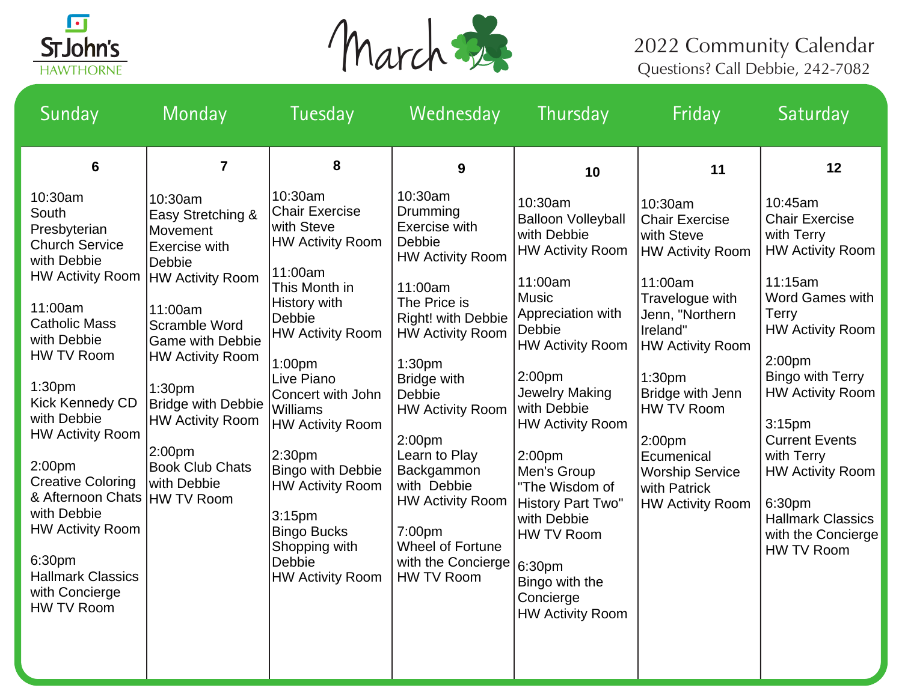St John's HAWTHORNE

# March

2022 Community Calendar
Questions? Call Debbie, 242-7082

| Sunday | Monday | Tuesday | Wednesday | Thursday | Friday | Saturday |
|---|---|---|---|---|---|---|
| **6**<br>10:30am<br>South Presbyterian Church Service with Debbie<br>HW Activity Room<br><br>11:00am<br>Catholic Mass with Debbie<br>HW TV Room<br><br>1:30pm<br>Kick Kennedy CD with Debbie<br>HW Activity Room<br><br>2:00pm<br>Creative Coloring & Afternoon Chats with Debbie<br>HW Activity Room<br><br>6:30pm<br>Hallmark Classics with Concierge<br>HW TV Room | **7**<br>10:30am<br>Easy Stretching & Movement Exercise with Debbie<br>HW Activity Room<br><br>11:00am<br>Scramble Word Game with Debbie<br>HW Activity Room<br><br>1:30pm<br>Bridge with Debbie<br>HW Activity Room<br><br>2:00pm<br>Book Club Chats with Debbie<br>HW TV Room | **8**<br>10:30am<br>Chair Exercise with Steve<br>HW Activity Room<br><br>11:00am<br>This Month in History with Debbie<br>HW Activity Room<br><br>1:00pm<br>Live Piano Concert with John Williams<br>HW Activity Room<br><br>2:30pm<br>Bingo with Debbie<br>HW Activity Room<br><br>3:15pm<br>Bingo Bucks Shopping with Debbie<br>HW Activity Room | **9**<br>10:30am<br>Drumming Exercise with Debbie<br>HW Activity Room<br><br>11:00am<br>The Price is Right! with Debbie<br>HW Activity Room<br><br>1:30pm<br>Bridge with Debbie<br>HW Activity Room<br><br>2:00pm<br>Learn to Play Backgammon with Debbie<br>HW Activity Room<br><br>7:00pm<br>Wheel of Fortune with the Concierge<br>HW TV Room | **10**<br>10:30am<br>Balloon Volleyball with Debbie<br>HW Activity Room<br><br>11:00am<br>Music Appreciation with Debbie<br>HW Activity Room<br><br>2:00pm<br>Jewelry Making with Debbie<br>HW Activity Room<br><br>2:00pm<br>Men's Group "The Wisdom of History Part Two" with Debbie<br>HW TV Room<br><br>6:30pm<br>Bingo with the Concierge<br>HW Activity Room | **11**<br>10:30am<br>Chair Exercise with Steve<br>HW Activity Room<br><br>11:00am<br>Travelogue with Jenn, "Northern Ireland"<br>HW Activity Room<br><br>1:30pm<br>Bridge with Jenn<br>HW TV Room<br><br>2:00pm<br>Ecumenical Worship Service with Patrick<br>HW Activity Room | **12**<br>10:45am<br>Chair Exercise with Terry<br>HW Activity Room<br><br>11:15am<br>Word Games with Terry<br>HW Activity Room<br><br>2:00pm<br>Bingo with Terry<br>HW Activity Room<br><br>3:15pm<br>Current Events with Terry<br>HW Activity Room<br><br>6:30pm<br>Hallmark Classics with the Concierge<br>HW TV Room |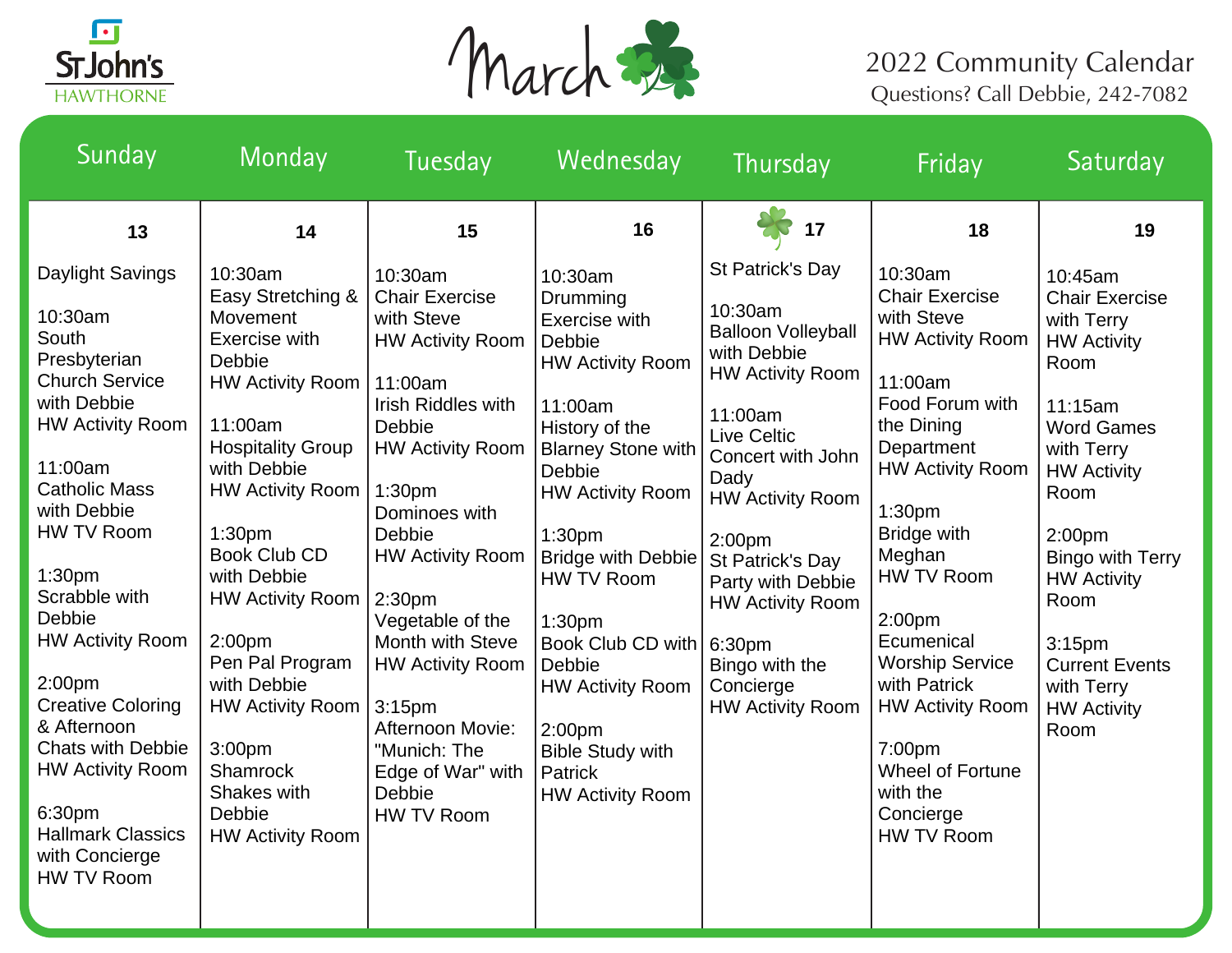# March

## 2022 Community Calendar

Questions? Call Debbie, 242-7082

| Sunday | Monday | Tuesday | Wednesday | Thursday | Friday | Saturday |
|---|---|---|---|---|---|---|
| **13** | **14** | **15** | **16** | **17** | **18** | **19** |
| Daylight Savings<br><br>10:30am<br>South Presbyterian Church Service with Debbie<br>HW Activity Room<br><br>11:00am<br>Catholic Mass with Debbie<br>HW TV Room<br><br>1:30pm<br>Scrabble with Debbie<br>HW Activity Room<br><br>2:00pm<br>Creative Coloring & Afternoon Chats with Debbie<br>HW Activity Room<br><br>6:30pm<br>Hallmark Classics with Concierge<br>HW TV Room | 10:30am<br>Easy Stretching & Movement Exercise with Debbie<br>HW Activity Room<br><br>11:00am<br>Hospitality Group with Debbie<br>HW Activity Room<br><br>1:30pm<br>Book Club CD with Debbie<br>HW Activity Room<br><br>2:00pm<br>Pen Pal Program with Debbie<br>HW Activity Room<br><br>3:00pm<br>Shamrock Shakes with Debbie<br>HW Activity Room | 10:30am<br>Chair Exercise with Steve<br>HW Activity Room<br><br>11:00am<br>Irish Riddles with Debbie<br>HW Activity Room<br><br>1:30pm<br>Dominoes with Debbie<br>HW Activity Room<br><br>2:30pm<br>Vegetable of the Month with Steve<br>HW Activity Room<br><br>3:15pm<br>Afternoon Movie: "Munich: The Edge of War" with Debbie<br>HW TV Room | 10:30am<br>Drumming Exercise with Debbie<br>HW Activity Room<br><br>11:00am<br>History of the Blarney Stone with Debbie<br>HW Activity Room<br><br>1:30pm<br>Bridge with Debbie<br>HW TV Room<br><br>1:30pm<br>Book Club CD with Debbie<br>HW Activity Room<br><br>2:00pm<br>Bible Study with Patrick<br>HW Activity Room | St Patrick's Day<br><br>10:30am<br>Balloon Volleyball with Debbie<br>HW Activity Room<br><br>11:00am<br>Live Celtic Concert with John Dady<br>HW Activity Room<br><br>2:00pm<br>St Patrick's Day Party with Debbie<br>HW Activity Room<br><br>6:30pm<br>Bingo with the Concierge<br>HW Activity Room | 10:30am<br>Chair Exercise with Steve<br>HW Activity Room<br><br>11:00am<br>Food Forum with the Dining Department<br>HW Activity Room<br><br>1:30pm<br>Bridge with Meghan<br>HW TV Room<br><br>2:00pm<br>Ecumenical Worship Service with Patrick<br>HW Activity Room<br><br>7:00pm<br>Wheel of Fortune with the Concierge<br>HW TV Room | 10:45am<br>Chair Exercise with Terry<br>HW Activity Room<br><br>11:15am<br>Word Games with Terry<br>HW Activity Room<br><br>2:00pm<br>Bingo with Terry<br>HW Activity Room<br><br>3:15pm<br>Current Events with Terry<br>HW Activity Room |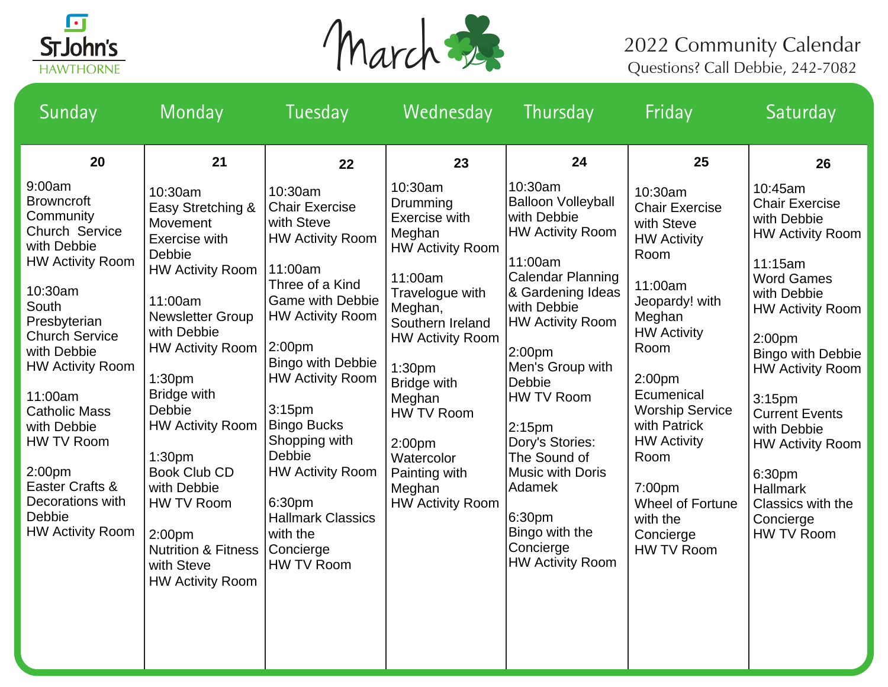St John's HAWTHORNE

# March

## 2022 Community Calendar

Questions? Call Debbie, 242-7082

| Sunday | Monday | Tuesday | Wednesday | Thursday | Friday | Saturday |
|---|---|---|---|---|---|---|
| **20**<br>9:00am<br>Browncroft Community Church Service with Debbie<br>HW Activity Room<br><br>10:30am<br>South Presbyterian Church Service with Debbie<br>HW Activity Room<br><br>11:00am<br>Catholic Mass with Debbie<br>HW TV Room<br><br>2:00pm<br>Easter Crafts & Decorations with Debbie<br>HW Activity Room | **21**<br>10:30am<br>Easy Stretching & Movement Exercise with Debbie<br>HW Activity Room<br><br>11:00am<br>Newsletter Group with Debbie<br>HW Activity Room<br><br>1:30pm<br>Bridge with Debbie<br>HW Activity Room<br><br>1:30pm<br>Book Club CD with Debbie<br>HW TV Room<br><br>2:00pm<br>Nutrition & Fitness with Steve<br>HW Activity Room | **22**<br>10:30am<br>Chair Exercise with Steve<br>HW Activity Room<br><br>11:00am<br>Three of a Kind Game with Debbie<br>HW Activity Room<br><br>2:00pm<br>Bingo with Debbie<br>HW Activity Room<br><br>3:15pm<br>Bingo Bucks Shopping with Debbie<br>HW Activity Room<br><br>6:30pm<br>Hallmark Classics with the Concierge<br>HW TV Room | **23**<br>10:30am<br>Drumming Exercise with Meghan<br>HW Activity Room<br><br>11:00am<br>Travelogue with Meghan, Southern Ireland<br>HW Activity Room<br><br>1:30pm<br>Bridge with Meghan<br>HW TV Room<br><br>2:00pm<br>Watercolor Painting with Meghan<br>HW Activity Room | **24**<br>10:30am<br>Balloon Volleyball with Debbie<br>HW Activity Room<br><br>11:00am<br>Calendar Planning & Gardening Ideas with Debbie<br>HW Activity Room<br><br>2:00pm<br>Men's Group with Debbie<br>HW TV Room<br><br>2:15pm<br>Dory's Stories: The Sound of Music with Doris Adamek<br><br>6:30pm<br>Bingo with the Concierge<br>HW Activity Room | **25**<br>10:30am<br>Chair Exercise with Steve<br>HW Activity Room<br><br>11:00am<br>Jeopardy! with Meghan<br>HW Activity Room<br><br>2:00pm<br>Ecumenical Worship Service with Patrick<br>HW Activity Room<br><br>7:00pm<br>Wheel of Fortune with the Concierge<br>HW TV Room | **26**<br>10:45am<br>Chair Exercise with Debbie<br>HW Activity Room<br><br>11:15am<br>Word Games with Debbie<br>HW Activity Room<br><br>2:00pm<br>Bingo with Debbie<br>HW Activity Room<br><br>3:15pm<br>Current Events with Debbie<br>HW Activity Room<br><br>6:30pm<br>Hallmark Classics with the Concierge<br>HW TV Room |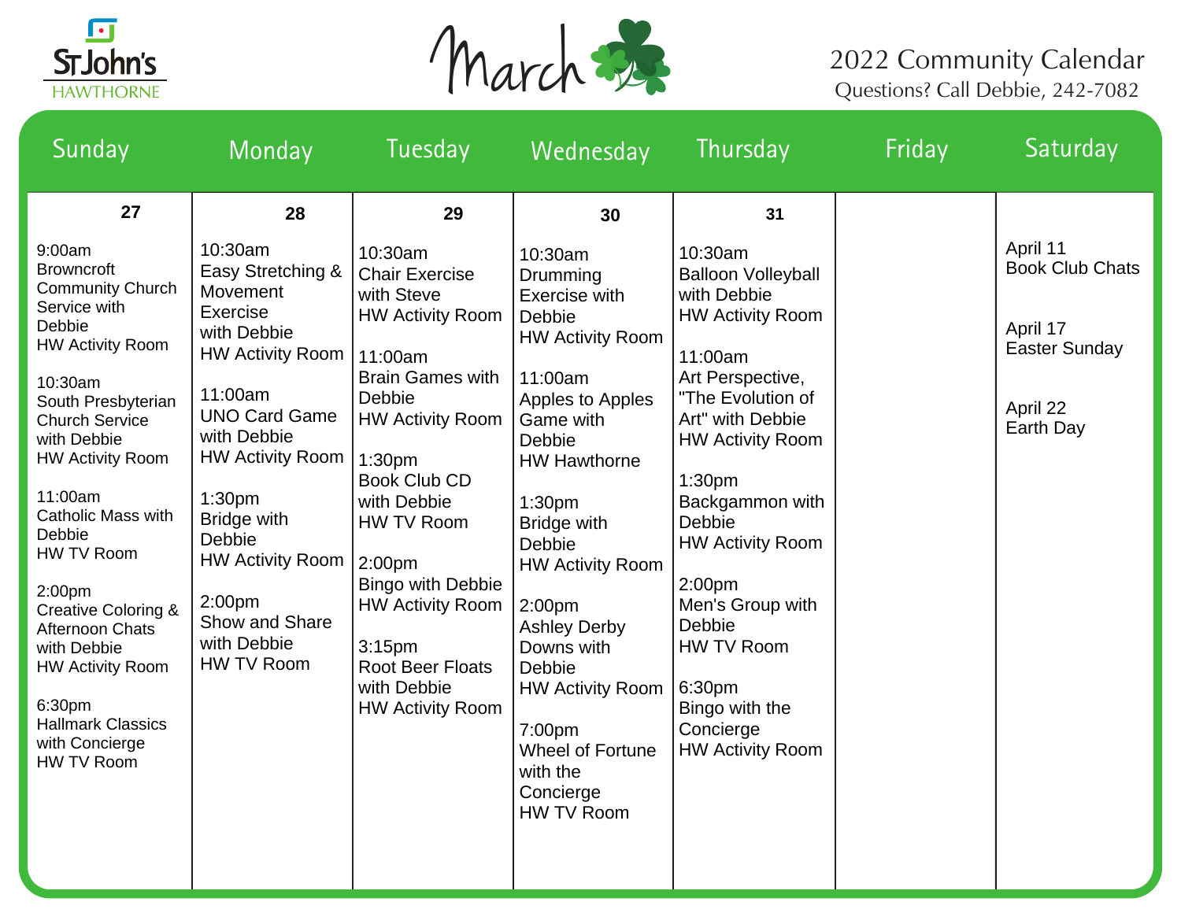St John's HAWTHORNE

# March

2022 Community Calendar
Questions? Call Debbie, 242-7082

| Sunday | Monday | Tuesday | Wednesday | Thursday | Friday | Saturday |
|---|---|---|---|---|---|---|
| **27**<br><br>9:00am<br>Browncroft Community Church Service with Debbie<br>HW Activity Room<br><br>10:30am<br>South Presbyterian Church Service with Debbie<br>HW Activity Room<br><br>11:00am<br>Catholic Mass with Debbie<br>HW TV Room<br><br>2:00pm<br>Creative Coloring & Afternoon Chats with Debbie<br>HW Activity Room<br><br>6:30pm<br>Hallmark Classics with Concierge<br>HW TV Room | **28**<br><br>10:30am<br>Easy Stretching & Movement Exercise with Debbie<br>HW Activity Room<br><br>11:00am<br>UNO Card Game with Debbie<br>HW Activity Room<br><br>1:30pm<br>Bridge with Debbie<br>HW Activity Room<br><br>2:00pm<br>Show and Share with Debbie<br>HW TV Room | **29**<br><br>10:30am<br>Chair Exercise with Steve<br>HW Activity Room<br><br>11:00am<br>Brain Games with Debbie<br>HW Activity Room<br><br>1:30pm<br>Book Club CD with Debbie<br>HW TV Room<br><br>2:00pm<br>Bingo with Debbie<br>HW Activity Room<br><br>3:15pm<br>Root Beer Floats with Debbie<br>HW Activity Room | **30**<br><br>10:30am<br>Drumming Exercise with Debbie<br>HW Activity Room<br><br>11:00am<br>Apples to Apples Game with Debbie<br>HW Hawthorne<br><br>1:30pm<br>Bridge with Debbie<br>HW Activity Room<br><br>2:00pm<br>Ashley Derby Downs with Debbie<br>HW Activity Room<br><br>7:00pm<br>Wheel of Fortune with the Concierge<br>HW TV Room | **31**<br><br>10:30am<br>Balloon Volleyball with Debbie<br>HW Activity Room<br><br>11:00am<br>Art Perspective, "The Evolution of Art" with Debbie<br>HW Activity Room<br><br>1:30pm<br>Backgammon with Debbie<br>HW Activity Room<br><br>2:00pm<br>Men's Group with Debbie<br>HW TV Room<br><br>6:30pm<br>Bingo with the Concierge<br>HW Activity Room | | April 11<br>Book Club Chats<br><br>April 17<br>Easter Sunday<br><br>April 22<br>Earth Day |